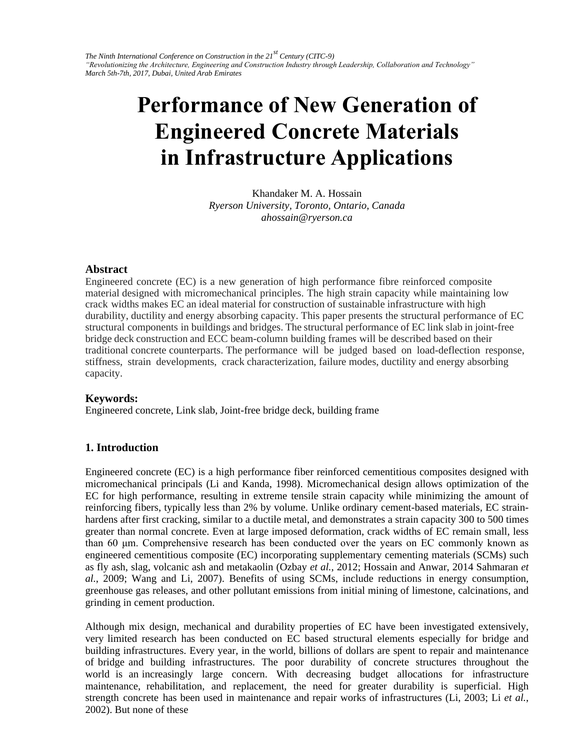*The Ninth International Conference on Construction in the 21st Century (CITC-9)*
*"Revolutionizing the Architecture, Engineering and Construction Industry through Leadership, Collaboration and Technology"*
*March 5th-7th, 2017, Dubai, United Arab Emirates*

# Performance of New Generation of Engineered Concrete Materials in Infrastructure Applications

Khandaker M. A. Hossain
*Ryerson University, Toronto, Ontario, Canada*
*ahossain@ryerson.ca*

## Abstract

Engineered concrete (EC) is a new generation of high performance fibre reinforced composite material designed with micromechanical principles. The high strain capacity while maintaining low crack widths makes EC an ideal material for construction of sustainable infrastructure with high durability, ductility and energy absorbing capacity. This paper presents the structural performance of EC structural components in buildings and bridges. The structural performance of EC link slab in joint-free bridge deck construction and ECC beam-column building frames will be described based on their traditional concrete counterparts. The performance will be judged based on load-deflection response, stiffness, strain developments, crack characterization, failure modes, ductility and energy absorbing capacity.

## Keywords:

Engineered concrete, Link slab, Joint-free bridge deck, building frame

## 1. Introduction

Engineered concrete (EC) is a high performance fiber reinforced cementitious composites designed with micromechanical principals (Li and Kanda, 1998). Micromechanical design allows optimization of the EC for high performance, resulting in extreme tensile strain capacity while minimizing the amount of reinforcing fibers, typically less than 2% by volume. Unlike ordinary cement-based materials, EC strain-hardens after first cracking, similar to a ductile metal, and demonstrates a strain capacity 300 to 500 times greater than normal concrete. Even at large imposed deformation, crack widths of EC remain small, less than 60 μm. Comprehensive research has been conducted over the years on EC commonly known as engineered cementitious composite (EC) incorporating supplementary cementing materials (SCMs) such as fly ash, slag, volcanic ash and metakaolin (Ozbay *et al.*, 2012; Hossain and Anwar, 2014 Sahmaran *et al.*, 2009; Wang and Li, 2007). Benefits of using SCMs, include reductions in energy consumption, greenhouse gas releases, and other pollutant emissions from initial mining of limestone, calcinations, and grinding in cement production.

Although mix design, mechanical and durability properties of EC have been investigated extensively, very limited research has been conducted on EC based structural elements especially for bridge and building infrastructures. Every year, in the world, billions of dollars are spent to repair and maintenance of bridge and building infrastructures. The poor durability of concrete structures throughout the world is an increasingly large concern. With decreasing budget allocations for infrastructure maintenance, rehabilitation, and replacement, the need for greater durability is superficial. High strength concrete has been used in maintenance and repair works of infrastructures (Li, 2003; Li *et al.*, 2002). But none of these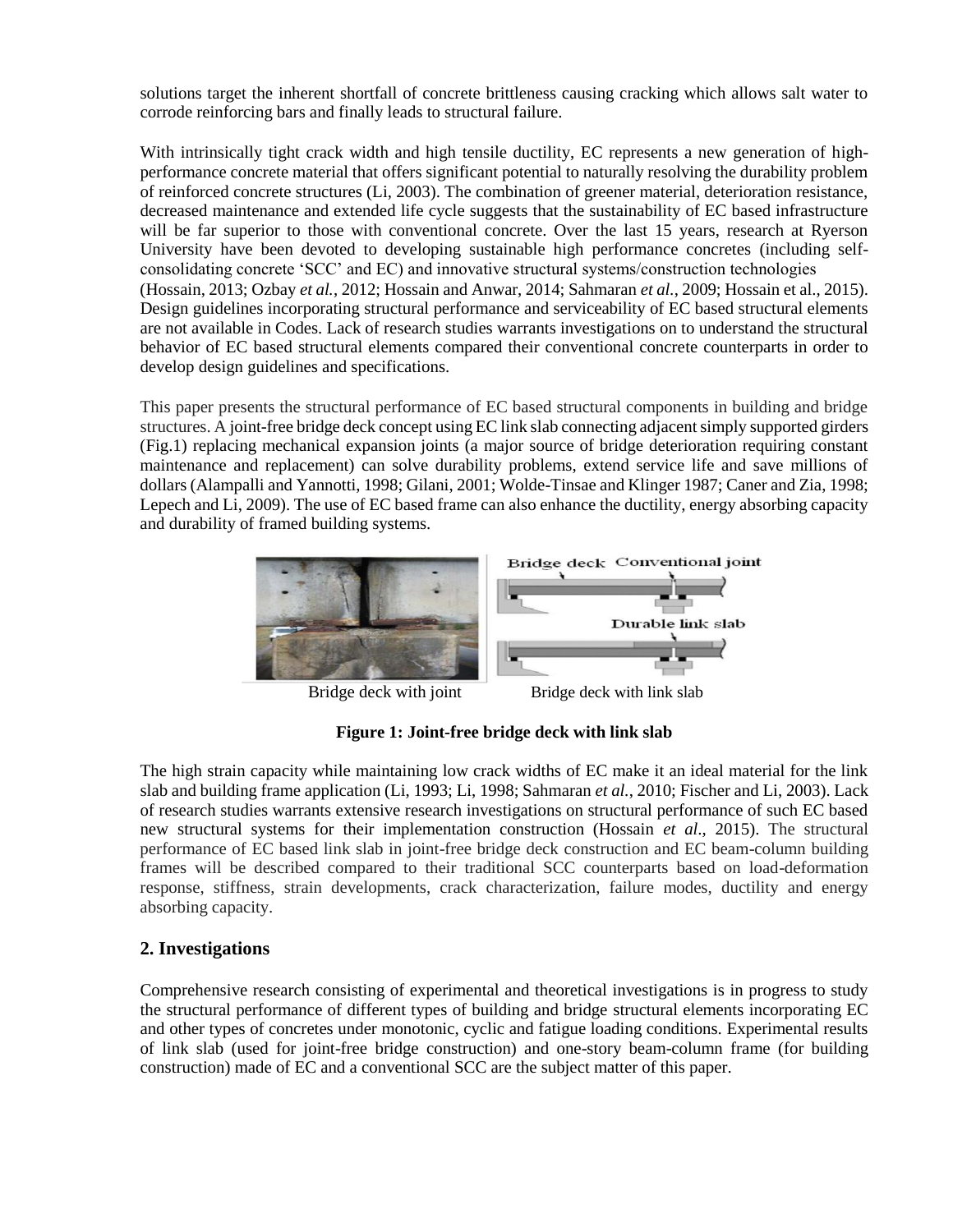solutions target the inherent shortfall of concrete brittleness causing cracking which allows salt water to corrode reinforcing bars and finally leads to structural failure.

With intrinsically tight crack width and high tensile ductility, EC represents a new generation of high-performance concrete material that offers significant potential to naturally resolving the durability problem of reinforced concrete structures (Li, 2003). The combination of greener material, deterioration resistance, decreased maintenance and extended life cycle suggests that the sustainability of EC based infrastructure will be far superior to those with conventional concrete. Over the last 15 years, research at Ryerson University have been devoted to developing sustainable high performance concretes (including self-consolidating concrete 'SCC' and EC) and innovative structural systems/construction technologies (Hossain, 2013; Ozbay *et al.*, 2012; Hossain and Anwar, 2014; Sahmaran *et al.*, 2009; Hossain et al., 2015). Design guidelines incorporating structural performance and serviceability of EC based structural elements are not available in Codes. Lack of research studies warrants investigations on to understand the structural behavior of EC based structural elements compared their conventional concrete counterparts in order to develop design guidelines and specifications.

This paper presents the structural performance of EC based structural components in building and bridge structures. A joint-free bridge deck concept using EC link slab connecting adjacent simply supported girders (Fig.1) replacing mechanical expansion joints (a major source of bridge deterioration requiring constant maintenance and replacement) can solve durability problems, extend service life and save millions of dollars (Alampalli and Yannotti, 1998; Gilani, 2001; Wolde-Tinsae and Klinger 1987; Caner and Zia, 1998; Lepech and Li, 2009). The use of EC based frame can also enhance the ductility, energy absorbing capacity and durability of framed building systems.

Bridge deck with joint Bridge deck with link slab

**Figure 1: Joint-free bridge deck with link slab**

The high strain capacity while maintaining low crack widths of EC make it an ideal material for the link slab and building frame application (Li, 1993; Li, 1998; Sahmaran *et al.*, 2010; Fischer and Li, 2003). Lack of research studies warrants extensive research investigations on structural performance of such EC based new structural systems for their implementation construction (Hossain *et al*., 2015). The structural performance of EC based link slab in joint-free bridge deck construction and EC beam-column building frames will be described compared to their traditional SCC counterparts based on load-deformation response, stiffness, strain developments, crack characterization, failure modes, ductility and energy absorbing capacity.

## 2. Investigations

Comprehensive research consisting of experimental and theoretical investigations is in progress to study the structural performance of different types of building and bridge structural elements incorporating EC and other types of concretes under monotonic, cyclic and fatigue loading conditions. Experimental results of link slab (used for joint-free bridge construction) and one-story beam-column frame (for building construction) made of EC and a conventional SCC are the subject matter of this paper.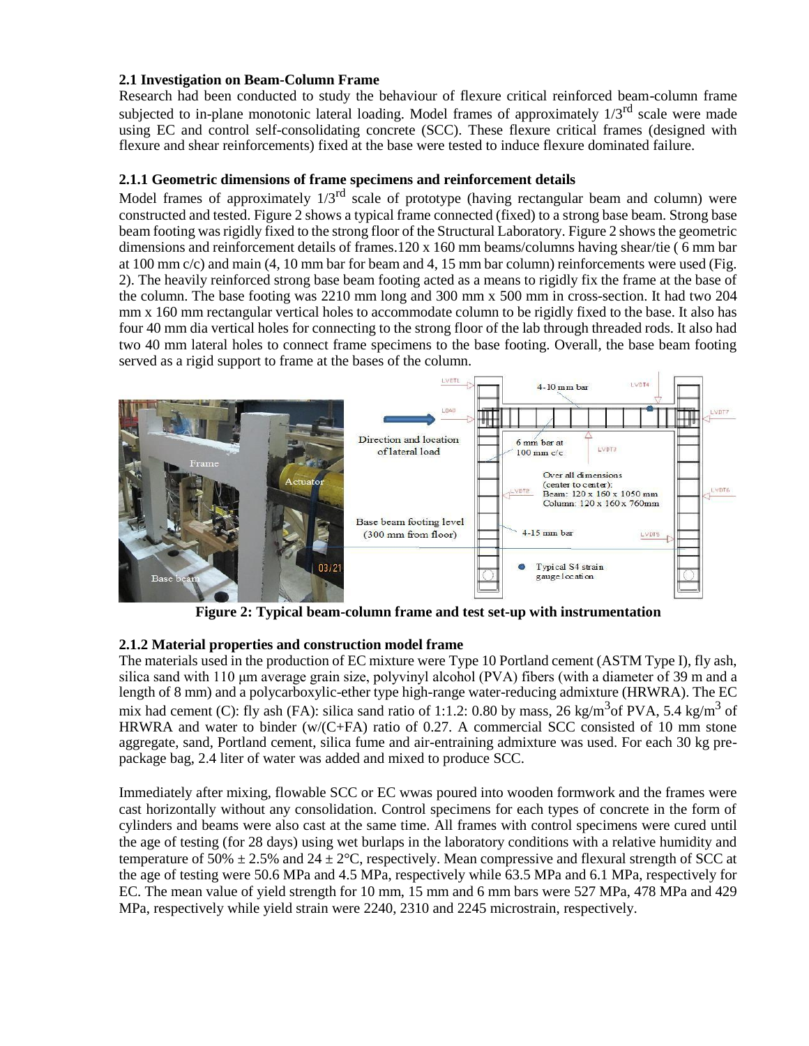### 2.1 Investigation on Beam-Column Frame

Research had been conducted to study the behaviour of flexure critical reinforced beam-column frame subjected to in-plane monotonic lateral loading. Model frames of approximately $1/3^{rd}$ scale were made using EC and control self-consolidating concrete (SCC). These flexure critical frames (designed with flexure and shear reinforcements) fixed at the base were tested to induce flexure dominated failure.

#### 2.1.1 Geometric dimensions of frame specimens and reinforcement details

Model frames of approximately $1/3^{rd}$ scale of prototype (having rectangular beam and column) were constructed and tested. Figure 2 shows a typical frame connected (fixed) to a strong base beam. Strong base beam footing was rigidly fixed to the strong floor of the Structural Laboratory. Figure 2 shows the geometric dimensions and reinforcement details of frames.120 x 160 mm beams/columns having shear/tie ( 6 mm bar at 100 mm c/c) and main (4, 10 mm bar for beam and 4, 15 mm bar column) reinforcements were used (Fig. 2). The heavily reinforced strong base beam footing acted as a means to rigidly fix the frame at the base of the column. The base footing was 2210 mm long and 300 mm x 500 mm in cross-section. It had two 204 mm x 160 mm rectangular vertical holes to accommodate column to be rigidly fixed to the base. It also has four 40 mm dia vertical holes for connecting to the strong floor of the lab through threaded rods. It also had two 40 mm lateral holes to connect frame specimens to the base footing. Overall, the base beam footing served as a rigid support to frame at the bases of the column.

**Figure 2: Typical beam-column frame and test set-up with instrumentation**

#### 2.1.2 Material properties and construction model frame

The materials used in the production of EC mixture were Type 10 Portland cement (ASTM Type I), fly ash, silica sand with 110 μm average grain size, polyvinyl alcohol (PVA) fibers (with a diameter of 39 m and a length of 8 mm) and a polycarboxylic-ether type high-range water-reducing admixture (HRWRA). The EC mix had cement (C): fly ash (FA): silica sand ratio of 1:1.2: 0.80 by mass, 26 kg/m$^3$of PVA, 5.4 kg/m$^3$ of HRWRA and water to binder (w/(C+FA) ratio of 0.27. A commercial SCC consisted of 10 mm stone aggregate, sand, Portland cement, silica fume and air-entraining admixture was used. For each 30 kg pre-package bag, 2.4 liter of water was added and mixed to produce SCC.

Immediately after mixing, flowable SCC or EC wwas poured into wooden formwork and the frames were cast horizontally without any consolidation. Control specimens for each types of concrete in the form of cylinders and beams were also cast at the same time. All frames with control specimens were cured until the age of testing (for 28 days) using wet burlaps in the laboratory conditions with a relative humidity and temperature of 50% ± 2.5% and 24 ± 2°C, respectively. Mean compressive and flexural strength of SCC at the age of testing were 50.6 MPa and 4.5 MPa, respectively while 63.5 MPa and 6.1 MPa, respectively for EC. The mean value of yield strength for 10 mm, 15 mm and 6 mm bars were 527 MPa, 478 MPa and 429 MPa, respectively while yield strain were 2240, 2310 and 2245 microstrain, respectively.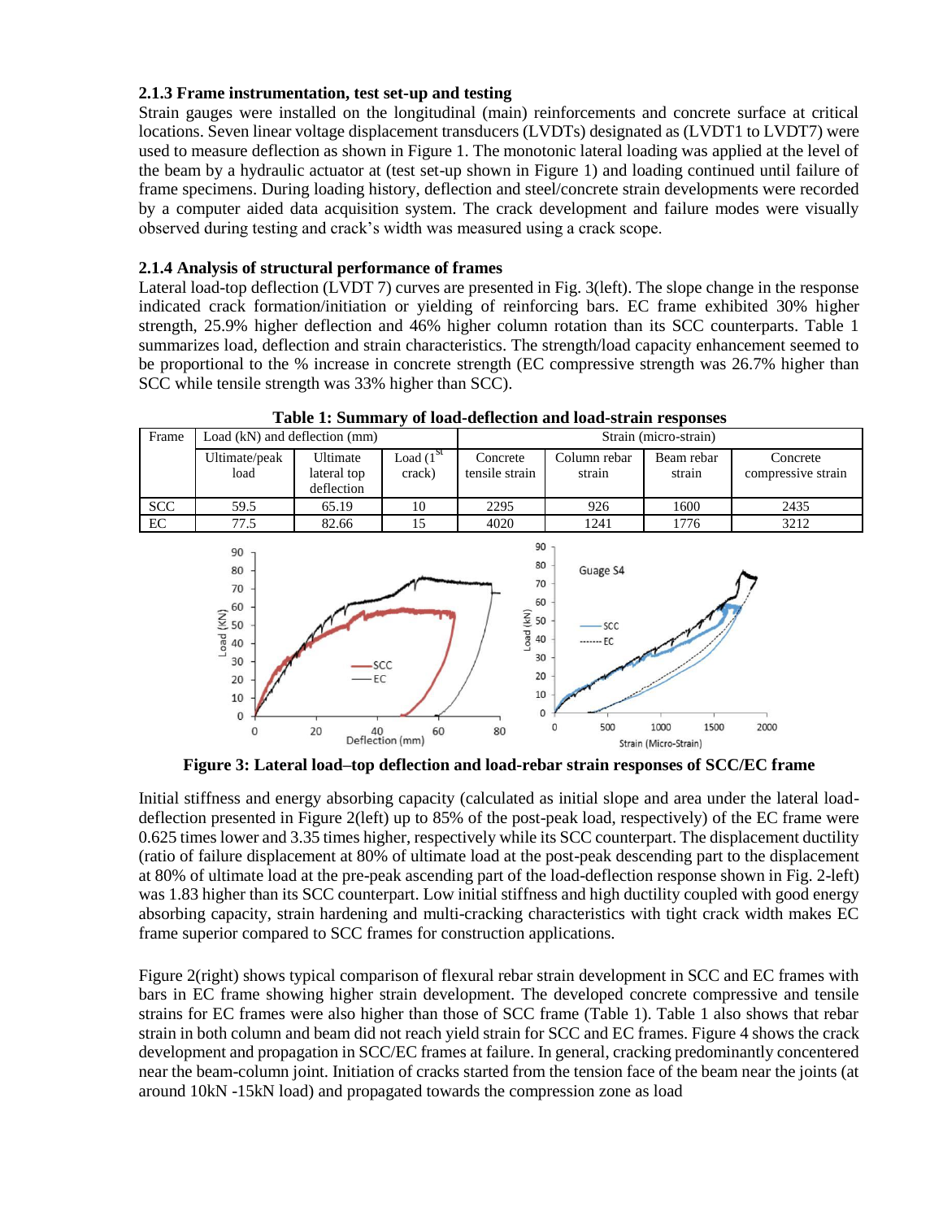### 2.1.3 Frame instrumentation, test set-up and testing

Strain gauges were installed on the longitudinal (main) reinforcements and concrete surface at critical locations. Seven linear voltage displacement transducers (LVDTs) designated as (LVDT1 to LVDT7) were used to measure deflection as shown in Figure 1. The monotonic lateral loading was applied at the level of the beam by a hydraulic actuator at (test set-up shown in Figure 1) and loading continued until failure of frame specimens. During loading history, deflection and steel/concrete strain developments were recorded by a computer aided data acquisition system. The crack development and failure modes were visually observed during testing and crack's width was measured using a crack scope.

### 2.1.4 Analysis of structural performance of frames

Lateral load-top deflection (LVDT 7) curves are presented in Fig. 3(left). The slope change in the response indicated crack formation/initiation or yielding of reinforcing bars. EC frame exhibited 30% higher strength, 25.9% higher deflection and 46% higher column rotation than its SCC counterparts. Table 1 summarizes load, deflection and strain characteristics. The strength/load capacity enhancement seemed to be proportional to the % increase in concrete strength (EC compressive strength was 26.7% higher than SCC while tensile strength was 33% higher than SCC).

**Table 1: Summary of load-deflection and load-strain responses**

| Frame | Load (kN) and deflection (mm) | | | Strain (micro-strain) | | | |
|---|---|---|---|---|---|---|---|
| | Ultimate/peak load | Ultimate lateral top deflection | Load (1[st] crack) | Concrete tensile strain | Column rebar strain | Beam rebar strain | Concrete compressive strain |
| SCC | 59.5 | 65.19 | 10 | 2295 | 926 | 1600 | 2435 |
| EC | 77.5 | 82.66 | 15 | 4020 | 1241 | 1776 | 3212 |

**Figure 3: Lateral load–top deflection and load-rebar strain responses of SCC/EC frame**

Initial stiffness and energy absorbing capacity (calculated as initial slope and area under the lateral load-deflection presented in Figure 2(left) up to 85% of the post-peak load, respectively) of the EC frame were 0.625 times lower and 3.35 times higher, respectively while its SCC counterpart. The displacement ductility (ratio of failure displacement at 80% of ultimate load at the post-peak descending part to the displacement at 80% of ultimate load at the pre-peak ascending part of the load-deflection response shown in Fig. 2-left) was 1.83 higher than its SCC counterpart. Low initial stiffness and high ductility coupled with good energy absorbing capacity, strain hardening and multi-cracking characteristics with tight crack width makes EC frame superior compared to SCC frames for construction applications.

Figure 2(right) shows typical comparison of flexural rebar strain development in SCC and EC frames with bars in EC frame showing higher strain development. The developed concrete compressive and tensile strains for EC frames were also higher than those of SCC frame (Table 1). Table 1 also shows that rebar strain in both column and beam did not reach yield strain for SCC and EC frames. Figure 4 shows the crack development and propagation in SCC/EC frames at failure. In general, cracking predominantly concentered near the beam-column joint. Initiation of cracks started from the tension face of the beam near the joints (at around 10kN -15kN load) and propagated towards the compression zone as load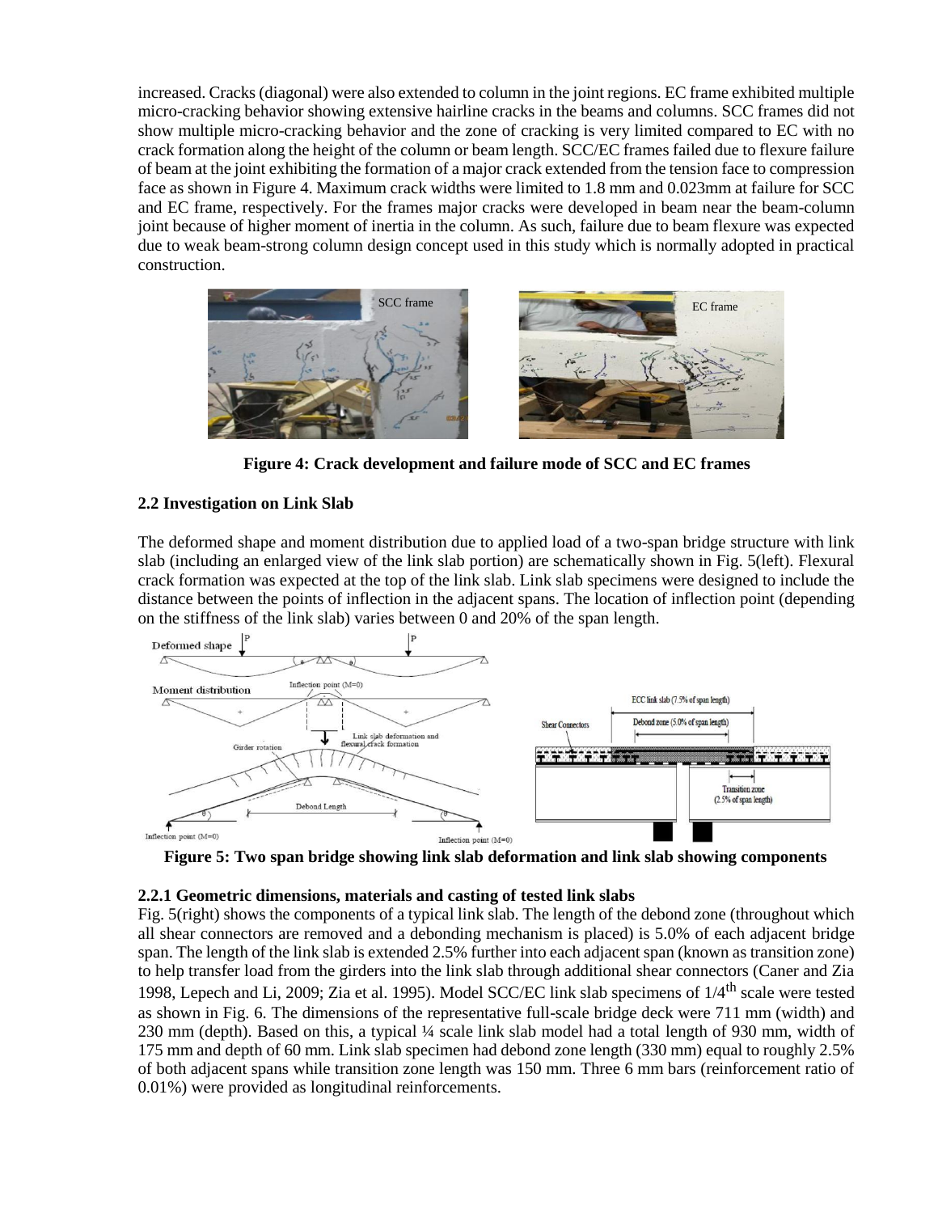increased. Cracks (diagonal) were also extended to column in the joint regions. EC frame exhibited multiple micro-cracking behavior showing extensive hairline cracks in the beams and columns. SCC frames did not show multiple micro-cracking behavior and the zone of cracking is very limited compared to EC with no crack formation along the height of the column or beam length. SCC/EC frames failed due to flexure failure of beam at the joint exhibiting the formation of a major crack extended from the tension face to compression face as shown in Figure 4. Maximum crack widths were limited to 1.8 mm and 0.023mm at failure for SCC and EC frame, respectively. For the frames major cracks were developed in beam near the beam-column joint because of higher moment of inertia in the column. As such, failure due to beam flexure was expected due to weak beam-strong column design concept used in this study which is normally adopted in practical construction.

**Figure 4: Crack development and failure mode of SCC and EC frames**

### 2.2 Investigation on Link Slab

The deformed shape and moment distribution due to applied load of a two-span bridge structure with link slab (including an enlarged view of the link slab portion) are schematically shown in Fig. 5(left). Flexural crack formation was expected at the top of the link slab. Link slab specimens were designed to include the distance between the points of inflection in the adjacent spans. The location of inflection point (depending on the stiffness of the link slab) varies between 0 and 20% of the span length.

**Figure 5: Two span bridge showing link slab deformation and link slab showing components**

#### 2.2.1 Geometric dimensions, materials and casting of tested link slabs

Fig. 5(right) shows the components of a typical link slab. The length of the debond zone (throughout which all shear connectors are removed and a debonding mechanism is placed) is 5.0% of each adjacent bridge span. The length of the link slab is extended 2.5% further into each adjacent span (known as transition zone) to help transfer load from the girders into the link slab through additional shear connectors (Caner and Zia 1998, Lepech and Li, 2009; Zia et al. 1995). Model SCC/EC link slab specimens of $1/4^{th}$ scale were tested as shown in Fig. 6. The dimensions of the representative full-scale bridge deck were 711 mm (width) and 230 mm (depth). Based on this, a typical ¼ scale link slab model had a total length of 930 mm, width of 175 mm and depth of 60 mm. Link slab specimen had debond zone length (330 mm) equal to roughly 2.5% of both adjacent spans while transition zone length was 150 mm. Three 6 mm bars (reinforcement ratio of 0.01%) were provided as longitudinal reinforcements.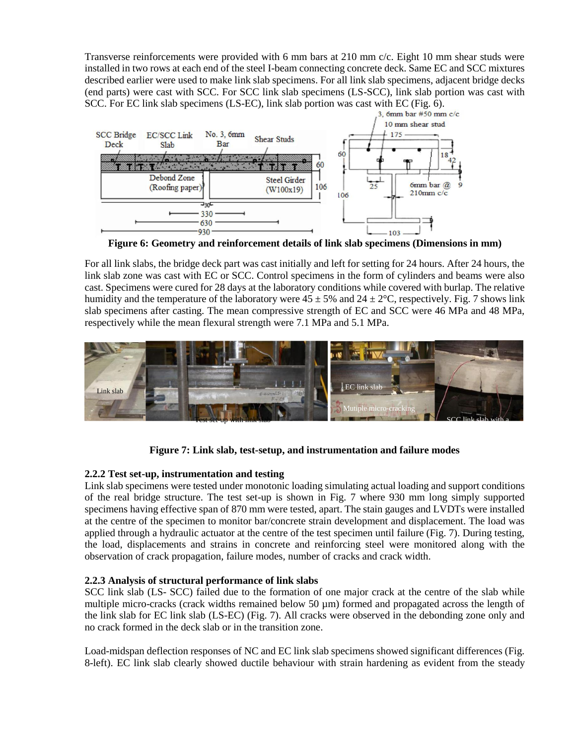Transverse reinforcements were provided with 6 mm bars at 210 mm c/c. Eight 10 mm shear studs were installed in two rows at each end of the steel I-beam connecting concrete deck. Same EC and SCC mixtures described earlier were used to make link slab specimens. For all link slab specimens, adjacent bridge decks (end parts) were cast with SCC. For SCC link slab specimens (LS-SCC), link slab portion was cast with SCC. For EC link slab specimens (LS-EC), link slab portion was cast with EC (Fig. 6).

**Figure 6: Geometry and reinforcement details of link slab specimens (Dimensions in mm)**

For all link slabs, the bridge deck part was cast initially and left for setting for 24 hours. After 24 hours, the link slab zone was cast with EC or SCC. Control specimens in the form of cylinders and beams were also cast. Specimens were cured for 28 days at the laboratory conditions while covered with burlap. The relative humidity and the temperature of the laboratory were 45 ± 5% and 24 ± 2°C, respectively. Fig. 7 shows link slab specimens after casting. The mean compressive strength of EC and SCC were 46 MPa and 48 MPa, respectively while the mean flexural strength were 7.1 MPa and 5.1 MPa.

**Figure 7: Link slab, test-setup, and instrumentation and failure modes**

### 2.2.2 Test set-up, instrumentation and testing

Link slab specimens were tested under monotonic loading simulating actual loading and support conditions of the real bridge structure. The test set-up is shown in Fig. 7 where 930 mm long simply supported specimens having effective span of 870 mm were tested, apart. The stain gauges and LVDTs were installed at the centre of the specimen to monitor bar/concrete strain development and displacement. The load was applied through a hydraulic actuator at the centre of the test specimen until failure (Fig. 7). During testing, the load, displacements and strains in concrete and reinforcing steel were monitored along with the observation of crack propagation, failure modes, number of cracks and crack width.

### 2.2.3 Analysis of structural performance of link slabs

SCC link slab (LS- SCC) failed due to the formation of one major crack at the centre of the slab while multiple micro-cracks (crack widths remained below 50 μm) formed and propagated across the length of the link slab for EC link slab (LS-EC) (Fig. 7). All cracks were observed in the debonding zone only and no crack formed in the deck slab or in the transition zone.

Load-midspan deflection responses of NC and EC link slab specimens showed significant differences (Fig. 8-left). EC link slab clearly showed ductile behaviour with strain hardening as evident from the steady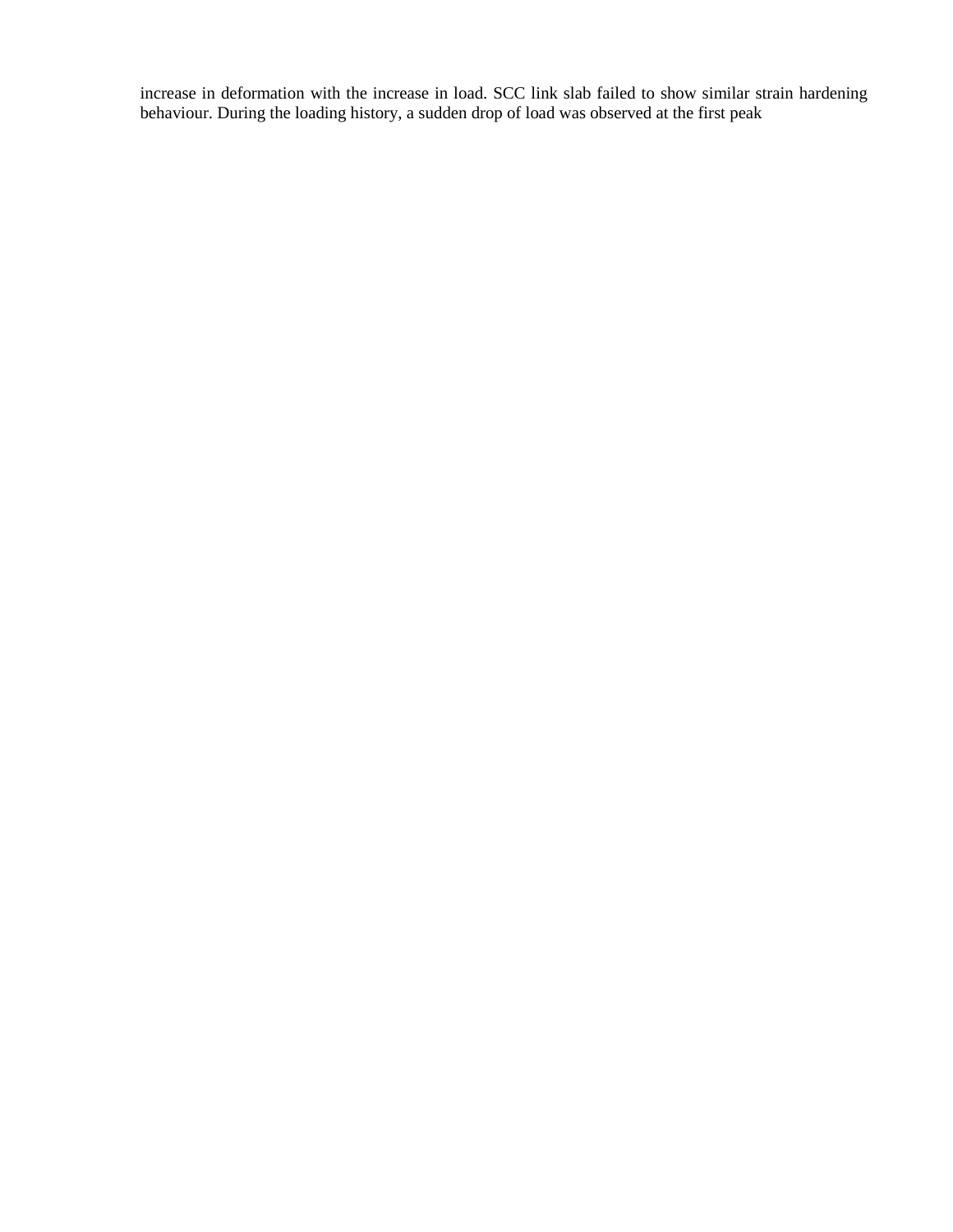increase in deformation with the increase in load. SCC link slab failed to show similar strain hardening behaviour. During the loading history, a sudden drop of load was observed at the first peak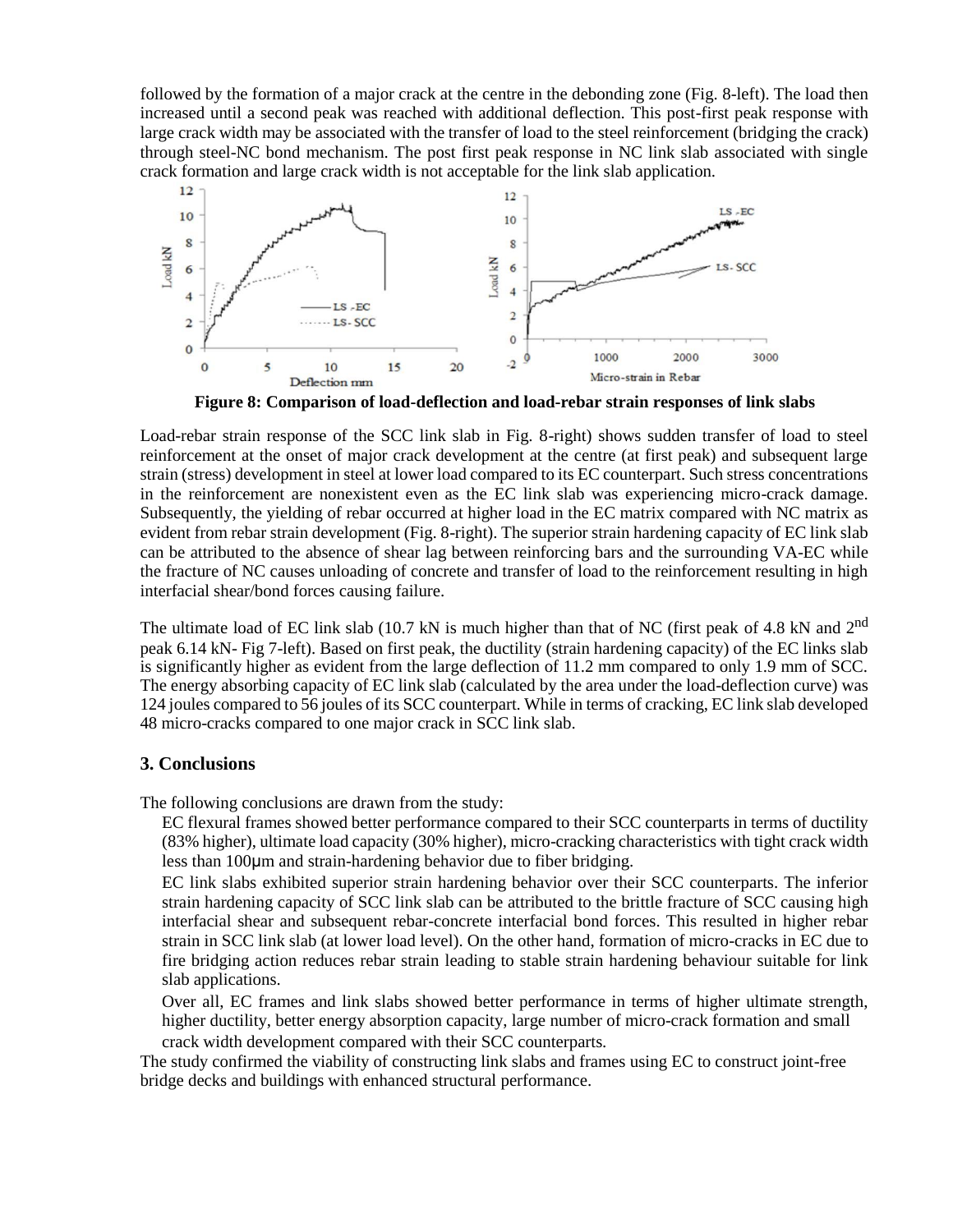followed by the formation of a major crack at the centre in the debonding zone (Fig. 8-left). The load then increased until a second peak was reached with additional deflection. This post-first peak response with large crack width may be associated with the transfer of load to the steel reinforcement (bridging the crack) through steel-NC bond mechanism. The post first peak response in NC link slab associated with single crack formation and large crack width is not acceptable for the link slab application.

**Figure 8: Comparison of load-deflection and load-rebar strain responses of link slabs**

Load-rebar strain response of the SCC link slab in Fig. 8-right) shows sudden transfer of load to steel reinforcement at the onset of major crack development at the centre (at first peak) and subsequent large strain (stress) development in steel at lower load compared to its EC counterpart. Such stress concentrations in the reinforcement are nonexistent even as the EC link slab was experiencing micro-crack damage. Subsequently, the yielding of rebar occurred at higher load in the EC matrix compared with NC matrix as evident from rebar strain development (Fig. 8-right). The superior strain hardening capacity of EC link slab can be attributed to the absence of shear lag between reinforcing bars and the surrounding VA-EC while the fracture of NC causes unloading of concrete and transfer of load to the reinforcement resulting in high interfacial shear/bond forces causing failure.

The ultimate load of EC link slab (10.7 kN is much higher than that of NC (first peak of 4.8 kN and 2$^{nd}$ peak 6.14 kN- Fig 7-left). Based on first peak, the ductility (strain hardening capacity) of the EC links slab is significantly higher as evident from the large deflection of 11.2 mm compared to only 1.9 mm of SCC. The energy absorbing capacity of EC link slab (calculated by the area under the load-deflection curve) was 124 joules compared to 56 joules of its SCC counterpart. While in terms of cracking, EC link slab developed 48 micro-cracks compared to one major crack in SCC link slab.

## 3. Conclusions

The following conclusions are drawn from the study:

EC flexural frames showed better performance compared to their SCC counterparts in terms of ductility (83% higher), ultimate load capacity (30% higher), micro-cracking characteristics with tight crack width less than 100μm and strain-hardening behavior due to fiber bridging.

EC link slabs exhibited superior strain hardening behavior over their SCC counterparts. The inferior strain hardening capacity of SCC link slab can be attributed to the brittle fracture of SCC causing high interfacial shear and subsequent rebar-concrete interfacial bond forces. This resulted in higher rebar strain in SCC link slab (at lower load level). On the other hand, formation of micro-cracks in EC due to fire bridging action reduces rebar strain leading to stable strain hardening behaviour suitable for link slab applications.

Over all, EC frames and link slabs showed better performance in terms of higher ultimate strength, higher ductility, better energy absorption capacity, large number of micro-crack formation and small crack width development compared with their SCC counterparts.

The study confirmed the viability of constructing link slabs and frames using EC to construct joint-free bridge decks and buildings with enhanced structural performance.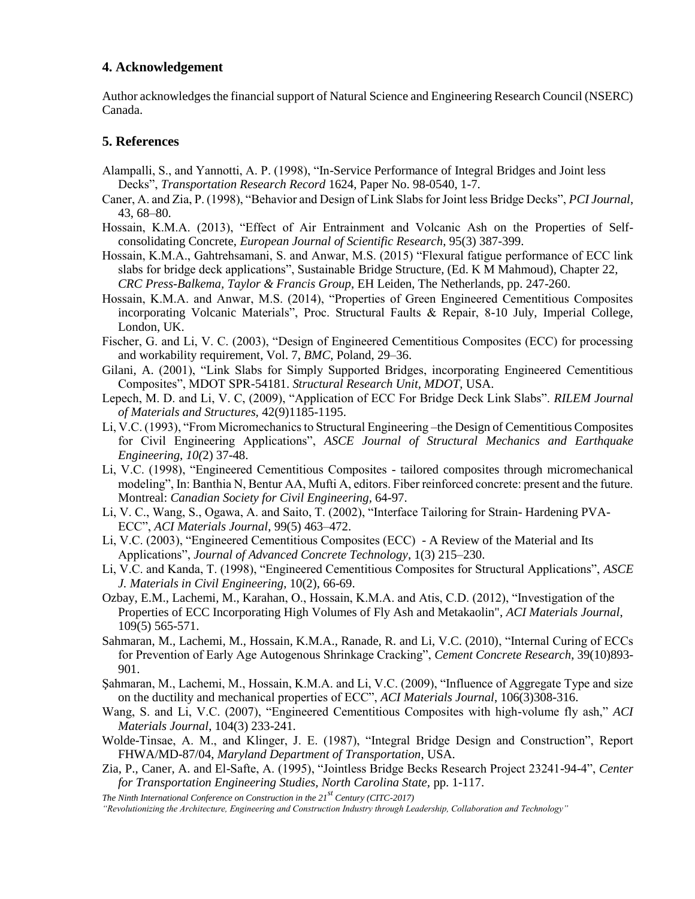## 4. Acknowledgement

Author acknowledges the financial support of Natural Science and Engineering Research Council (NSERC) Canada.

## 5. References

Alampalli, S., and Yannotti, A. P. (1998), "In-Service Performance of Integral Bridges and Joint less Decks", *Transportation Research Record* 1624, Paper No. 98-0540, 1-7.

Caner, A. and Zia, P. (1998), "Behavior and Design of Link Slabs for Joint less Bridge Decks", *PCI Journal*, 43, 68–80.

Hossain, K.M.A. (2013), "Effect of Air Entrainment and Volcanic Ash on the Properties of Self-consolidating Concrete, *European Journal of Scientific Research*, 95(3) 387-399.

Hossain, K.M.A., Gahtrehsamani, S. and Anwar, M.S. (2015) "Flexural fatigue performance of ECC link slabs for bridge deck applications", Sustainable Bridge Structure, (Ed. K M Mahmoud), Chapter 22, *CRC Press-Balkema, Taylor & Francis Group*, EH Leiden, The Netherlands, pp. 247-260.

Hossain, K.M.A. and Anwar, M.S. (2014), "Properties of Green Engineered Cementitious Composites incorporating Volcanic Materials", Proc. Structural Faults & Repair, 8-10 July, Imperial College, London, UK.

Fischer, G. and Li, V. C. (2003), "Design of Engineered Cementitious Composites (ECC) for processing and workability requirement, Vol. 7, *BMC*, Poland, 29–36.

Gilani, A. (2001), "Link Slabs for Simply Supported Bridges, incorporating Engineered Cementitious Composites", MDOT SPR-54181. *Structural Research Unit, MDOT*, USA.

Lepech, M. D. and Li, V. C, (2009), "Application of ECC For Bridge Deck Link Slabs". *RILEM Journal of Materials and Structures*, 42(9)1185-1195.

Li, V.C. (1993), "From Micromechanics to Structural Engineering –the Design of Cementitious Composites for Civil Engineering Applications", *ASCE Journal of Structural Mechanics and Earthquake Engineering, 10(*2) 37-48.

Li, V.C. (1998), "Engineered Cementitious Composites - tailored composites through micromechanical modeling", In: Banthia N, Bentur AA, Mufti A, editors. Fiber reinforced concrete: present and the future. Montreal: *Canadian Society for Civil Engineering*, 64-97.

Li, V. C., Wang, S., Ogawa, A. and Saito, T. (2002), "Interface Tailoring for Strain- Hardening PVA-ECC", *ACI Materials Journal*, 99(5) 463–472.

Li, V.C. (2003), "Engineered Cementitious Composites (ECC) - A Review of the Material and Its Applications", *Journal of Advanced Concrete Technology*, 1(3) 215–230.

Li, V.C. and Kanda, T. (1998), "Engineered Cementitious Composites for Structural Applications", *ASCE J. Materials in Civil Engineering*, 10(2), 66-69.

Ozbay, E.M., Lachemi, M., Karahan, O., Hossain, K.M.A. and Atis, C.D. (2012), "Investigation of the Properties of ECC Incorporating High Volumes of Fly Ash and Metakaolin", *ACI Materials Journal*, 109(5) 565-571.

Sahmaran, M., Lachemi, M., Hossain, K.M.A., Ranade, R. and Li, V.C. (2010), "Internal Curing of ECCs for Prevention of Early Age Autogenous Shrinkage Cracking", *Cement Concrete Research*, 39(10)893-901.

Şahmaran, M., Lachemi, M., Hossain, K.M.A. and Li, V.C. (2009), "Influence of Aggregate Type and size on the ductility and mechanical properties of ECC", *ACI Materials Journal*, 106(3)308-316.

Wang, S. and Li, V.C. (2007), "Engineered Cementitious Composites with high-volume fly ash," *ACI Materials Journal*, 104(3) 233-241.

Wolde-Tinsae, A. M., and Klinger, J. E. (1987), "Integral Bridge Design and Construction", Report FHWA/MD-87/04, *Maryland Department of Transportation*, USA.

Zia, P., Caner, A. and El-Safte, A. (1995), "Jointless Bridge Becks Research Project 23241-94-4", *Center for Transportation Engineering Studies, North Carolina State*, pp. 1-117.